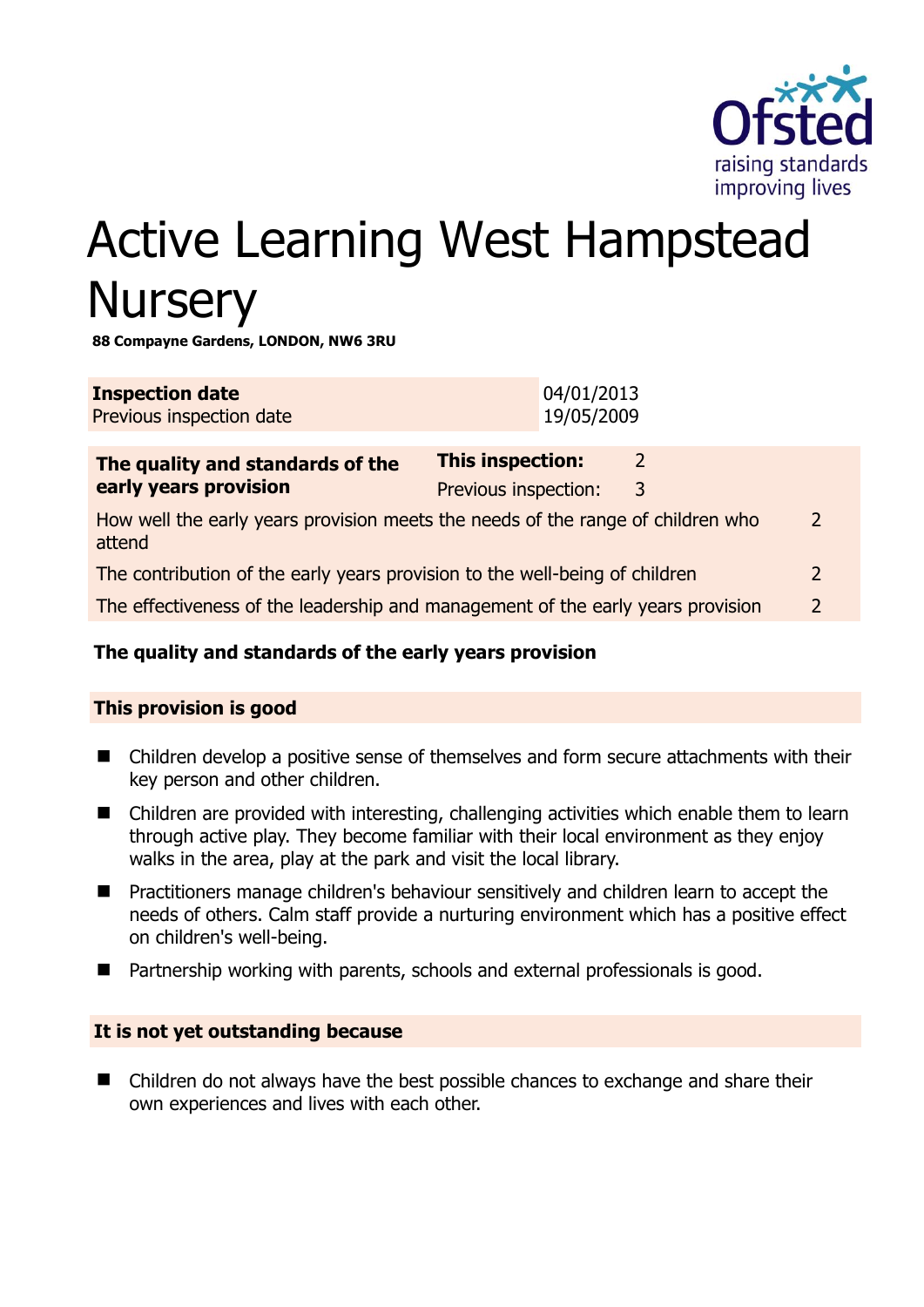# Active Learning West Hampstead Nursery

**88 Compayne Gardens, LONDON, NW6 3RU**

| **Inspection date** | 04/01/2013 |
|---|---|
| Previous inspection date | 19/05/2009 |

| **The quality and standards of the early years provision** | **This inspection:** | 2 |
|---|---|---|
| | Previous inspection: | 3 |
| How well the early years provision meets the needs of the range of children who attend | | 2 |
| The contribution of the early years provision to the well-being of children | | 2 |
| The effectiveness of the leadership and management of the early years provision | | 2 |

## The quality and standards of the early years provision

### This provision is good

- Children develop a positive sense of themselves and form secure attachments with their key person and other children.
- Children are provided with interesting, challenging activities which enable them to learn through active play. They become familiar with their local environment as they enjoy walks in the area, play at the park and visit the local library.
- Practitioners manage children's behaviour sensitively and children learn to accept the needs of others. Calm staff provide a nurturing environment which has a positive effect on children's well-being.
- Partnership working with parents, schools and external professionals is good.

### It is not yet outstanding because

- Children do not always have the best possible chances to exchange and share their own experiences and lives with each other.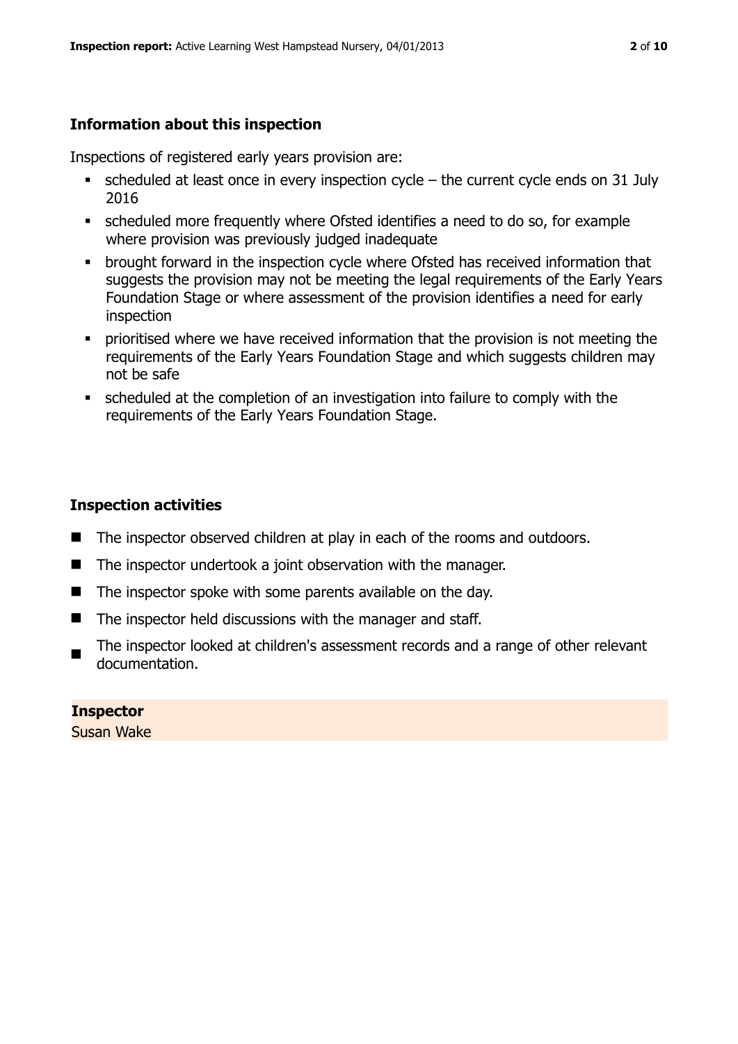## Information about this inspection

Inspections of registered early years provision are:

- scheduled at least once in every inspection cycle – the current cycle ends on 31 July 2016
- scheduled more frequently where Ofsted identifies a need to do so, for example where provision was previously judged inadequate
- brought forward in the inspection cycle where Ofsted has received information that suggests the provision may not be meeting the legal requirements of the Early Years Foundation Stage or where assessment of the provision identifies a need for early inspection
- prioritised where we have received information that the provision is not meeting the requirements of the Early Years Foundation Stage and which suggests children may not be safe
- scheduled at the completion of an investigation into failure to comply with the requirements of the Early Years Foundation Stage.

## Inspection activities

- The inspector observed children at play in each of the rooms and outdoors.
- The inspector undertook a joint observation with the manager.
- The inspector spoke with some parents available on the day.
- The inspector held discussions with the manager and staff.
- The inspector looked at children's assessment records and a range of other relevant documentation.

**Inspector**

Susan Wake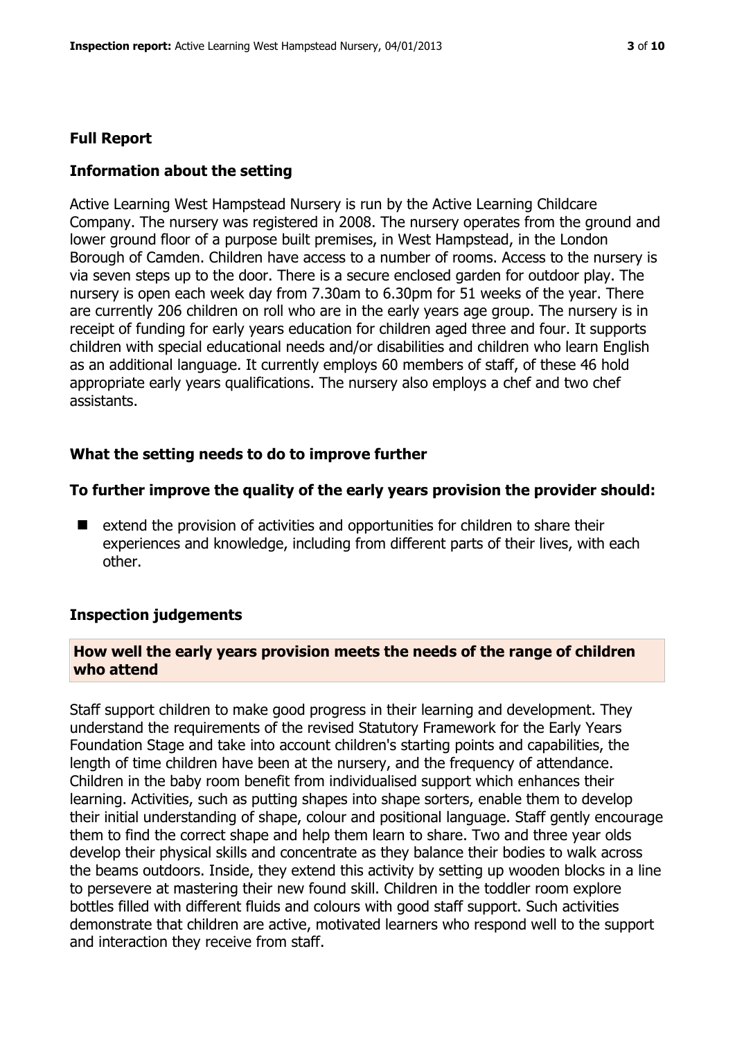## Full Report

### Information about the setting

Active Learning West Hampstead Nursery is run by the Active Learning Childcare Company. The nursery was registered in 2008. The nursery operates from the ground and lower ground floor of a purpose built premises, in West Hampstead, in the London Borough of Camden. Children have access to a number of rooms. Access to the nursery is via seven steps up to the door. There is a secure enclosed garden for outdoor play. The nursery is open each week day from 7.30am to 6.30pm for 51 weeks of the year. There are currently 206 children on roll who are in the early years age group. The nursery is in receipt of funding for early years education for children aged three and four. It supports children with special educational needs and/or disabilities and children who learn English as an additional language. It currently employs 60 members of staff, of these 46 hold appropriate early years qualifications. The nursery also employs a chef and two chef assistants.

### What the setting needs to do to improve further

**To further improve the quality of the early years provision the provider should:**

- extend the provision of activities and opportunities for children to share their experiences and knowledge, including from different parts of their lives, with each other.

### Inspection judgements

**How well the early years provision meets the needs of the range of children who attend**

Staff support children to make good progress in their learning and development. They understand the requirements of the revised Statutory Framework for the Early Years Foundation Stage and take into account children's starting points and capabilities, the length of time children have been at the nursery, and the frequency of attendance. Children in the baby room benefit from individualised support which enhances their learning. Activities, such as putting shapes into shape sorters, enable them to develop their initial understanding of shape, colour and positional language. Staff gently encourage them to find the correct shape and help them learn to share. Two and three year olds develop their physical skills and concentrate as they balance their bodies to walk across the beams outdoors. Inside, they extend this activity by setting up wooden blocks in a line to persevere at mastering their new found skill. Children in the toddler room explore bottles filled with different fluids and colours with good staff support. Such activities demonstrate that children are active, motivated learners who respond well to the support and interaction they receive from staff.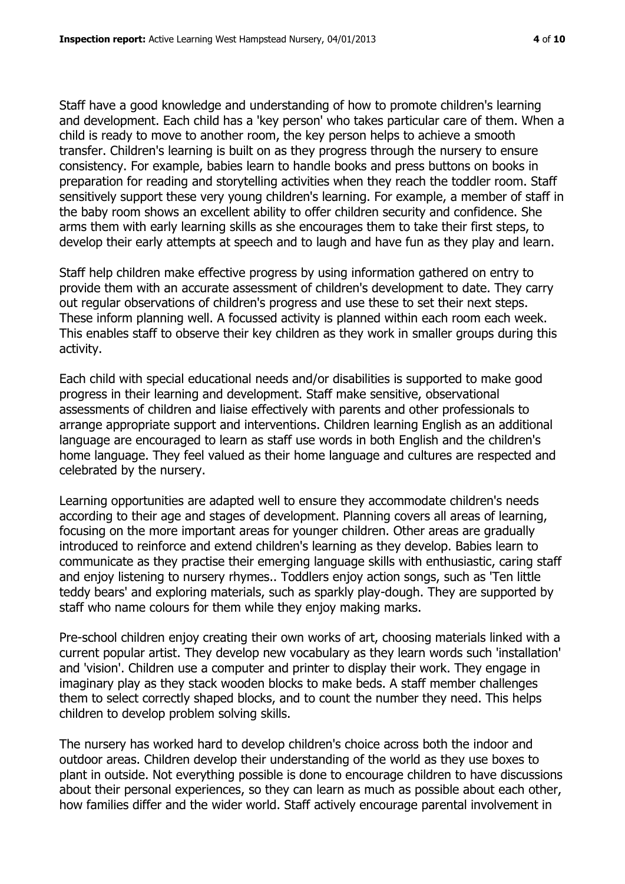Staff have a good knowledge and understanding of how to promote children's learning and development. Each child has a 'key person' who takes particular care of them. When a child is ready to move to another room, the key person helps to achieve a smooth transfer. Children's learning is built on as they progress through the nursery to ensure consistency. For example, babies learn to handle books and press buttons on books in preparation for reading and storytelling activities when they reach the toddler room. Staff sensitively support these very young children's learning. For example, a member of staff in the baby room shows an excellent ability to offer children security and confidence. She arms them with early learning skills as she encourages them to take their first steps, to develop their early attempts at speech and to laugh and have fun as they play and learn.

Staff help children make effective progress by using information gathered on entry to provide them with an accurate assessment of children's development to date. They carry out regular observations of children's progress and use these to set their next steps. These inform planning well. A focussed activity is planned within each room each week. This enables staff to observe their key children as they work in smaller groups during this activity.

Each child with special educational needs and/or disabilities is supported to make good progress in their learning and development. Staff make sensitive, observational assessments of children and liaise effectively with parents and other professionals to arrange appropriate support and interventions. Children learning English as an additional language are encouraged to learn as staff use words in both English and the children's home language. They feel valued as their home language and cultures are respected and celebrated by the nursery.

Learning opportunities are adapted well to ensure they accommodate children's needs according to their age and stages of development. Planning covers all areas of learning, focusing on the more important areas for younger children. Other areas are gradually introduced to reinforce and extend children's learning as they develop. Babies learn to communicate as they practise their emerging language skills with enthusiastic, caring staff and enjoy listening to nursery rhymes.. Toddlers enjoy action songs, such as 'Ten little teddy bears' and exploring materials, such as sparkly play-dough. They are supported by staff who name colours for them while they enjoy making marks.

Pre-school children enjoy creating their own works of art, choosing materials linked with a current popular artist. They develop new vocabulary as they learn words such 'installation' and 'vision'. Children use a computer and printer to display their work. They engage in imaginary play as they stack wooden blocks to make beds. A staff member challenges them to select correctly shaped blocks, and to count the number they need. This helps children to develop problem solving skills.

The nursery has worked hard to develop children's choice across both the indoor and outdoor areas. Children develop their understanding of the world as they use boxes to plant in outside. Not everything possible is done to encourage children to have discussions about their personal experiences, so they can learn as much as possible about each other, how families differ and the wider world. Staff actively encourage parental involvement in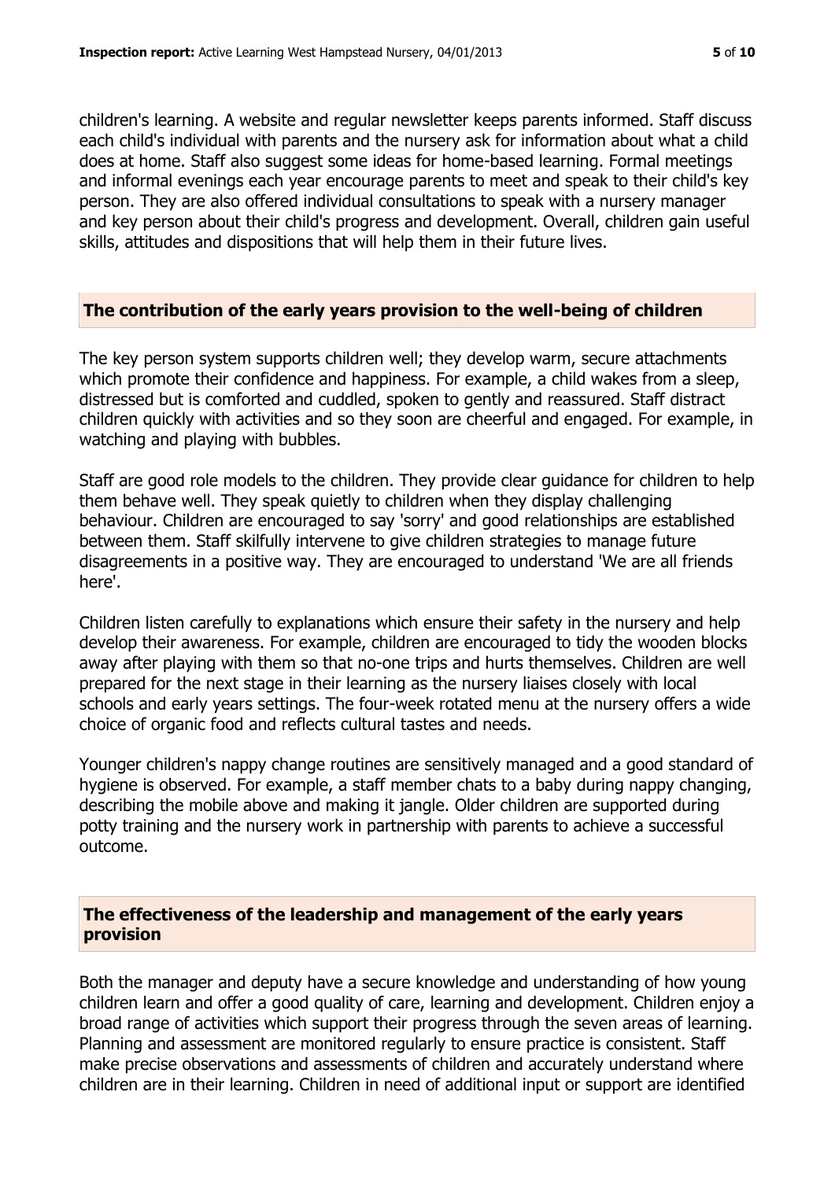children's learning. A website and regular newsletter keeps parents informed. Staff discuss each child's individual with parents and the nursery ask for information about what a child does at home. Staff also suggest some ideas for home-based learning. Formal meetings and informal evenings each year encourage parents to meet and speak to their child's key person. They are also offered individual consultations to speak with a nursery manager and key person about their child's progress and development. Overall, children gain useful skills, attitudes and dispositions that will help them in their future lives.

## The contribution of the early years provision to the well-being of children

The key person system supports children well; they develop warm, secure attachments which promote their confidence and happiness. For example, a child wakes from a sleep, distressed but is comforted and cuddled, spoken to gently and reassured. Staff distract children quickly with activities and so they soon are cheerful and engaged. For example, in watching and playing with bubbles.

Staff are good role models to the children. They provide clear guidance for children to help them behave well. They speak quietly to children when they display challenging behaviour. Children are encouraged to say 'sorry' and good relationships are established between them. Staff skilfully intervene to give children strategies to manage future disagreements in a positive way. They are encouraged to understand 'We are all friends here'.

Children listen carefully to explanations which ensure their safety in the nursery and help develop their awareness. For example, children are encouraged to tidy the wooden blocks away after playing with them so that no-one trips and hurts themselves. Children are well prepared for the next stage in their learning as the nursery liaises closely with local schools and early years settings. The four-week rotated menu at the nursery offers a wide choice of organic food and reflects cultural tastes and needs.

Younger children's nappy change routines are sensitively managed and a good standard of hygiene is observed. For example, a staff member chats to a baby during nappy changing, describing the mobile above and making it jangle. Older children are supported during potty training and the nursery work in partnership with parents to achieve a successful outcome.

## The effectiveness of the leadership and management of the early years provision

Both the manager and deputy have a secure knowledge and understanding of how young children learn and offer a good quality of care, learning and development. Children enjoy a broad range of activities which support their progress through the seven areas of learning. Planning and assessment are monitored regularly to ensure practice is consistent. Staff make precise observations and assessments of children and accurately understand where children are in their learning. Children in need of additional input or support are identified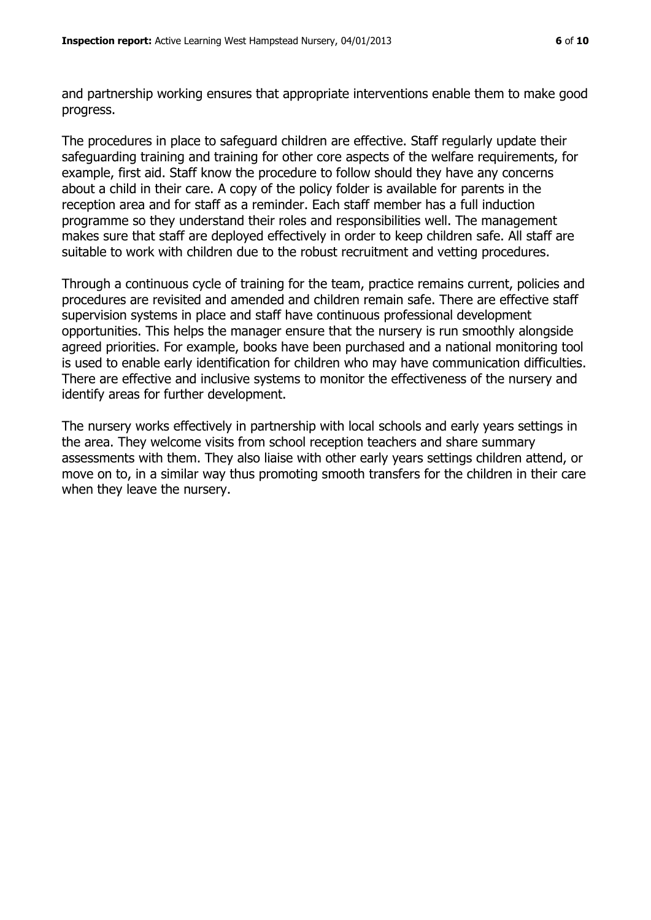and partnership working ensures that appropriate interventions enable them to make good progress.

The procedures in place to safeguard children are effective. Staff regularly update their safeguarding training and training for other core aspects of the welfare requirements, for example, first aid. Staff know the procedure to follow should they have any concerns about a child in their care. A copy of the policy folder is available for parents in the reception area and for staff as a reminder. Each staff member has a full induction programme so they understand their roles and responsibilities well. The management makes sure that staff are deployed effectively in order to keep children safe. All staff are suitable to work with children due to the robust recruitment and vetting procedures.

Through a continuous cycle of training for the team, practice remains current, policies and procedures are revisited and amended and children remain safe. There are effective staff supervision systems in place and staff have continuous professional development opportunities. This helps the manager ensure that the nursery is run smoothly alongside agreed priorities. For example, books have been purchased and a national monitoring tool is used to enable early identification for children who may have communication difficulties. There are effective and inclusive systems to monitor the effectiveness of the nursery and identify areas for further development.

The nursery works effectively in partnership with local schools and early years settings in the area. They welcome visits from school reception teachers and share summary assessments with them. They also liaise with other early years settings children attend, or move on to, in a similar way thus promoting smooth transfers for the children in their care when they leave the nursery.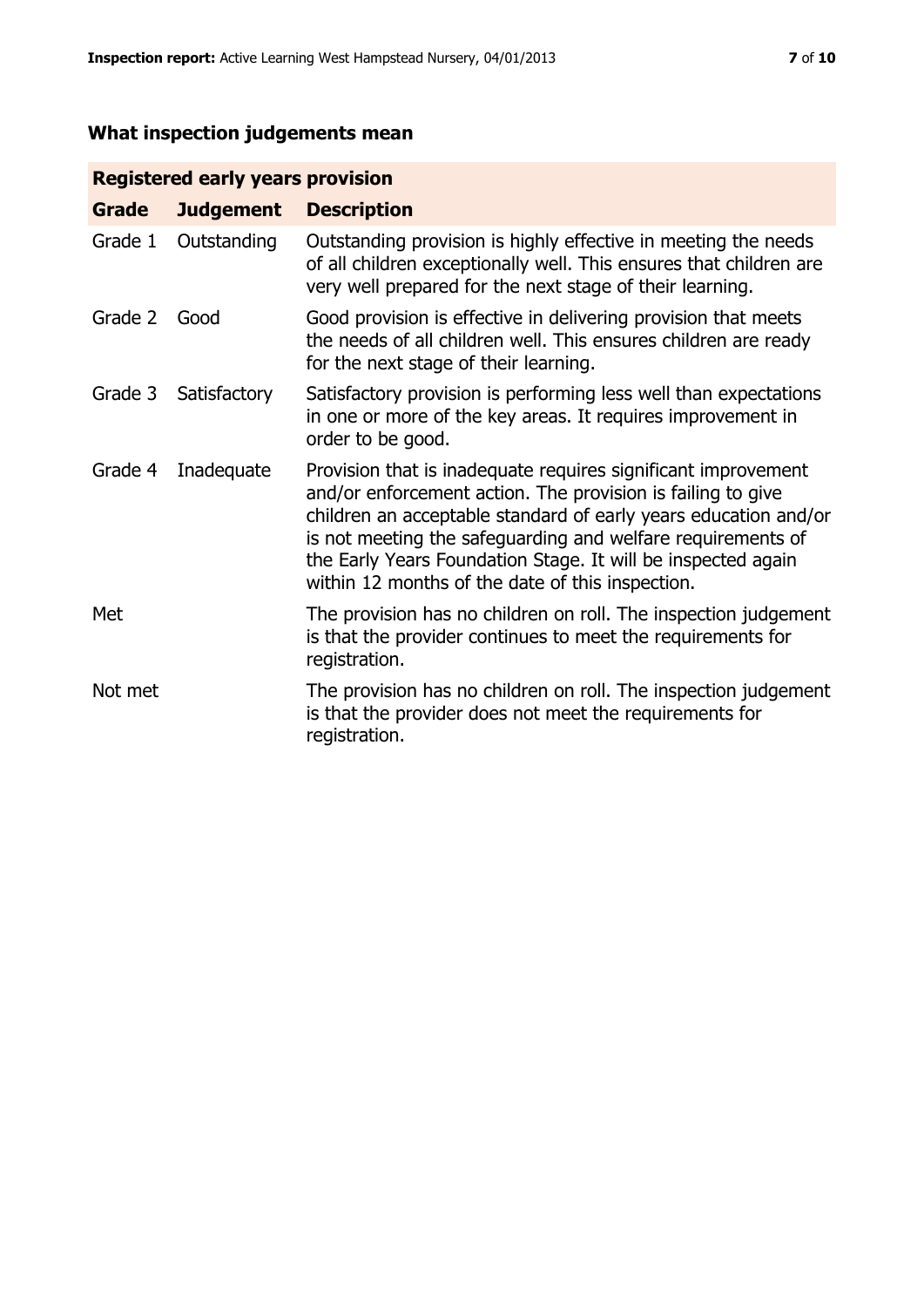## What inspection judgements mean

| Registered early years provision | | |
|---|---|---|
| **Grade** | **Judgement** | **Description** |
| Grade 1 | Outstanding | Outstanding provision is highly effective in meeting the needs of all children exceptionally well. This ensures that children are very well prepared for the next stage of their learning. |
| Grade 2 | Good | Good provision is effective in delivering provision that meets the needs of all children well. This ensures children are ready for the next stage of their learning. |
| Grade 3 | Satisfactory | Satisfactory provision is performing less well than expectations in one or more of the key areas. It requires improvement in order to be good. |
| Grade 4 | Inadequate | Provision that is inadequate requires significant improvement and/or enforcement action. The provision is failing to give children an acceptable standard of early years education and/or is not meeting the safeguarding and welfare requirements of the Early Years Foundation Stage. It will be inspected again within 12 months of the date of this inspection. |
| Met | | The provision has no children on roll. The inspection judgement is that the provider continues to meet the requirements for registration. |
| Not met | | The provision has no children on roll. The inspection judgement is that the provider does not meet the requirements for registration. |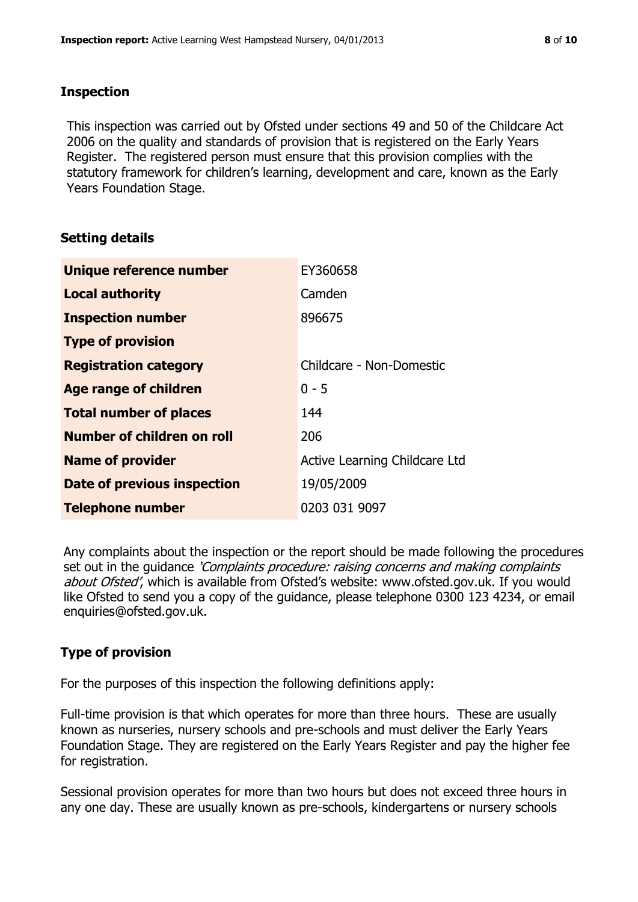## Inspection

This inspection was carried out by Ofsted under sections 49 and 50 of the Childcare Act 2006 on the quality and standards of provision that is registered on the Early Years Register. The registered person must ensure that this provision complies with the statutory framework for children's learning, development and care, known as the Early Years Foundation Stage.

## Setting details

| | |
|---|---|
| **Unique reference number** | EY360658 |
| **Local authority** | Camden |
| **Inspection number** | 896675 |
| **Type of provision** | |
| **Registration category** | Childcare - Non-Domestic |
| **Age range of children** | 0 - 5 |
| **Total number of places** | 144 |
| **Number of children on roll** | 206 |
| **Name of provider** | Active Learning Childcare Ltd |
| **Date of previous inspection** | 19/05/2009 |
| **Telephone number** | 0203 031 9097 |

Any complaints about the inspection or the report should be made following the procedures set out in the guidance *'Complaints procedure: raising concerns and making complaints about Ofsted'*, which is available from Ofsted's website: www.ofsted.gov.uk. If you would like Ofsted to send you a copy of the guidance, please telephone 0300 123 4234, or email enquiries@ofsted.gov.uk.

## Type of provision

For the purposes of this inspection the following definitions apply:

Full-time provision is that which operates for more than three hours. These are usually known as nurseries, nursery schools and pre-schools and must deliver the Early Years Foundation Stage. They are registered on the Early Years Register and pay the higher fee for registration.

Sessional provision operates for more than two hours but does not exceed three hours in any one day. These are usually known as pre-schools, kindergartens or nursery schools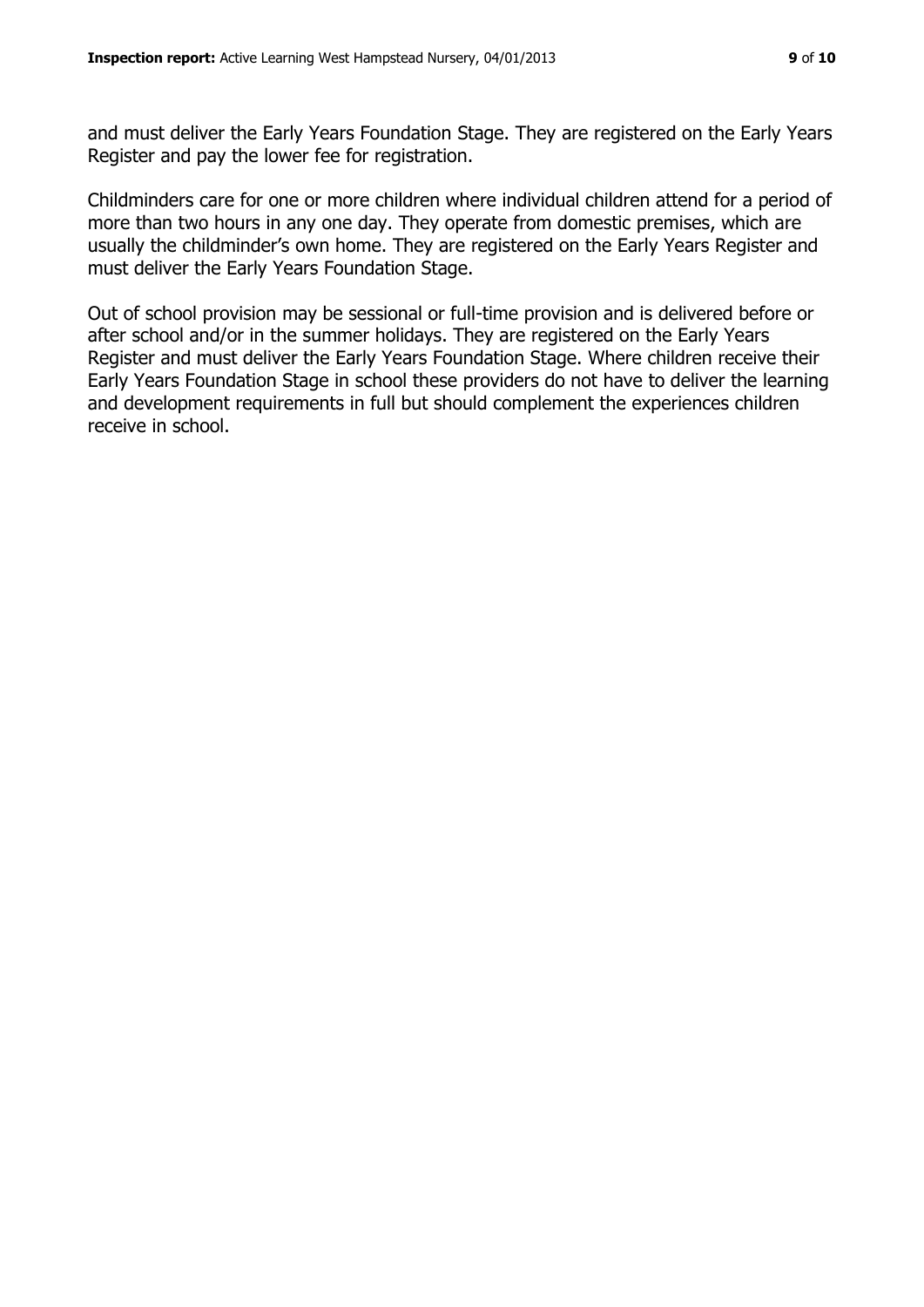and must deliver the Early Years Foundation Stage. They are registered on the Early Years Register and pay the lower fee for registration.

Childminders care for one or more children where individual children attend for a period of more than two hours in any one day. They operate from domestic premises, which are usually the childminder's own home. They are registered on the Early Years Register and must deliver the Early Years Foundation Stage.

Out of school provision may be sessional or full-time provision and is delivered before or after school and/or in the summer holidays. They are registered on the Early Years Register and must deliver the Early Years Foundation Stage. Where children receive their Early Years Foundation Stage in school these providers do not have to deliver the learning and development requirements in full but should complement the experiences children receive in school.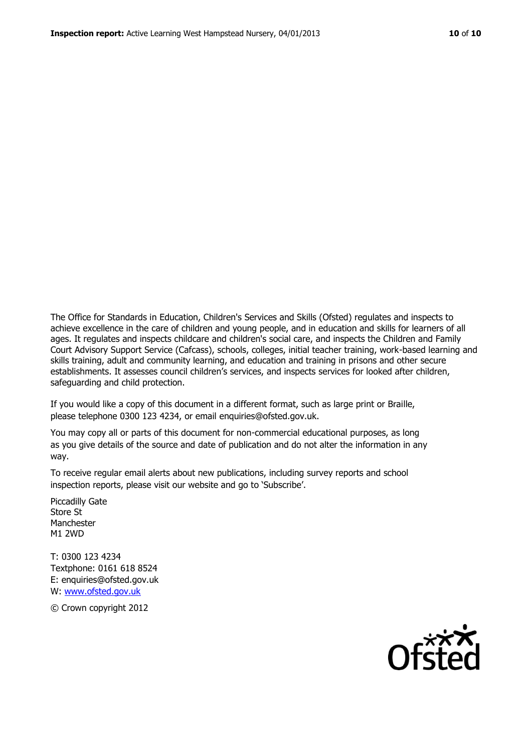The Office for Standards in Education, Children's Services and Skills (Ofsted) regulates and inspects to achieve excellence in the care of children and young people, and in education and skills for learners of all ages. It regulates and inspects childcare and children's social care, and inspects the Children and Family Court Advisory Support Service (Cafcass), schools, colleges, initial teacher training, work-based learning and skills training, adult and community learning, and education and training in prisons and other secure establishments. It assesses council children's services, and inspects services for looked after children, safeguarding and child protection.

If you would like a copy of this document in a different format, such as large print or Braille, please telephone 0300 123 4234, or email enquiries@ofsted.gov.uk.

You may copy all or parts of this document for non-commercial educational purposes, as long as you give details of the source and date of publication and do not alter the information in any way.

To receive regular email alerts about new publications, including survey reports and school inspection reports, please visit our website and go to 'Subscribe'.

Piccadilly Gate
Store St
Manchester
M1 2WD

T: 0300 123 4234
Textphone: 0161 618 8524
E: enquiries@ofsted.gov.uk
W: [www.ofsted.gov.uk](http://www.ofsted.gov.uk)

© Crown copyright 2012

Ofsted